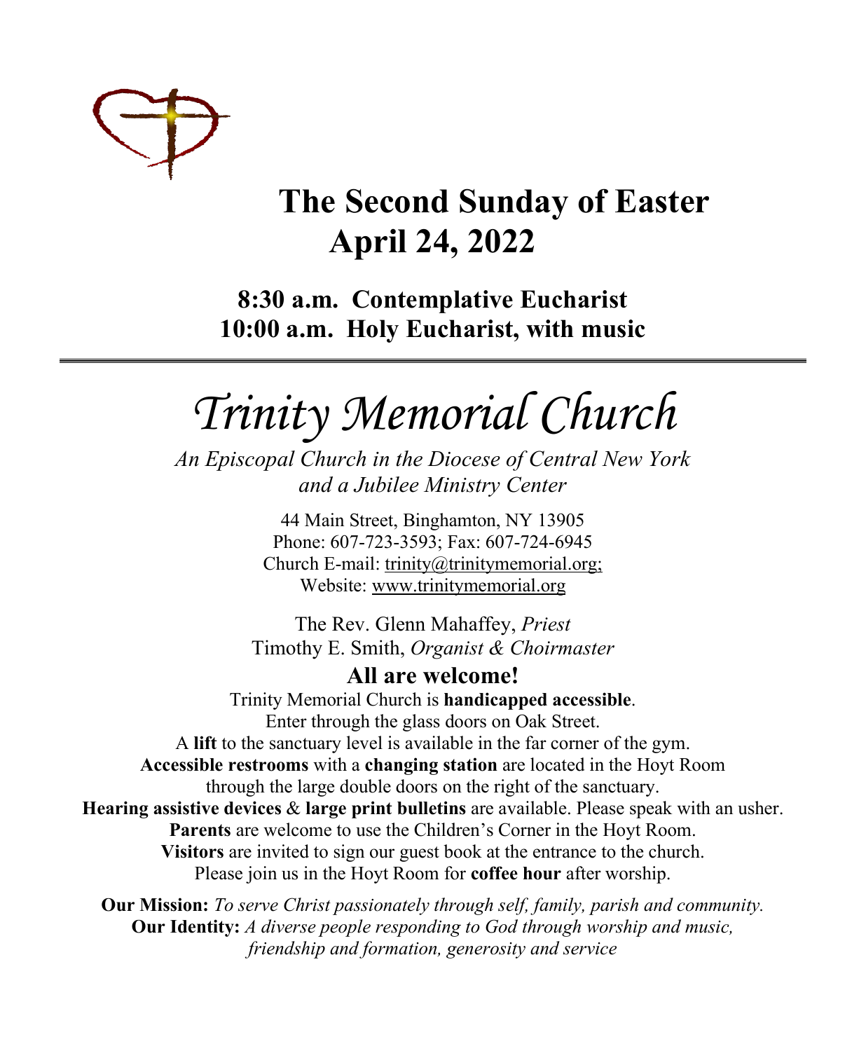# The Second Sunday of Easter
# April 24, 2022

**8:30 a.m. Contemplative Eucharist**
**10:00 a.m. Holy Eucharist, with music**

---

# *Trinity Memorial Church*

*An Episcopal Church in the Diocese of Central New York and a Jubilee Ministry Center*

44 Main Street, Binghamton, NY 13905
Phone: 607-723-3593; Fax: 607-724-6945
Church E-mail: trinity@trinitymemorial.org;
Website: www.trinitymemorial.org

The Rev. Glenn Mahaffey, *Priest*
Timothy E. Smith, *Organist & Choirmaster*

## All are welcome!

Trinity Memorial Church is **handicapped accessible**.
Enter through the glass doors on Oak Street.
A **lift** to the sanctuary level is available in the far corner of the gym.
**Accessible restrooms** with a **changing station** are located in the Hoyt Room through the large double doors on the right of the sanctuary.
**Hearing assistive devices** & **large print bulletins** are available. Please speak with an usher.
**Parents** are welcome to use the Children's Corner in the Hoyt Room.
**Visitors** are invited to sign our guest book at the entrance to the church.
Please join us in the Hoyt Room for **coffee hour** after worship.

**Our Mission:** *To serve Christ passionately through self, family, parish and community.*
**Our Identity:** *A diverse people responding to God through worship and music, friendship and formation, generosity and service*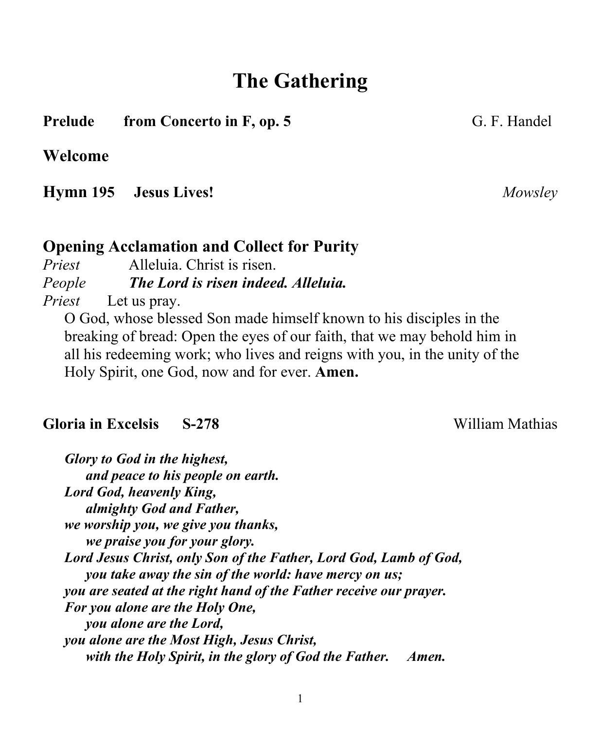# The Gathering

**Prelude from Concerto in F, op. 5** G. F. Handel

**Welcome**

**Hymn 195 Jesus Lives!** *Mowsley*

**Opening Acclamation and Collect for Purity**

*Priest* Alleluia. Christ is risen.
*People* ***The Lord is risen indeed. Alleluia.***
*Priest* Let us pray.

O God, whose blessed Son made himself known to his disciples in the breaking of bread: Open the eyes of our faith, that we may behold him in all his redeeming work; who lives and reigns with you, in the unity of the Holy Spirit, one God, now and for ever. **Amen.**

**Gloria in Excelsis S-278** William Mathias

***Glory to God in the highest,***
***and peace to his people on earth.***
***Lord God, heavenly King,***
***almighty God and Father,***
***we worship you, we give you thanks,***
***we praise you for your glory.***
***Lord Jesus Christ, only Son of the Father, Lord God, Lamb of God,***
***you take away the sin of the world: have mercy on us;***
***you are seated at the right hand of the Father receive our prayer.***
***For you alone are the Holy One,***
***you alone are the Lord,***
***you alone are the Most High, Jesus Christ,***
***with the Holy Spirit, in the glory of God the Father. Amen.***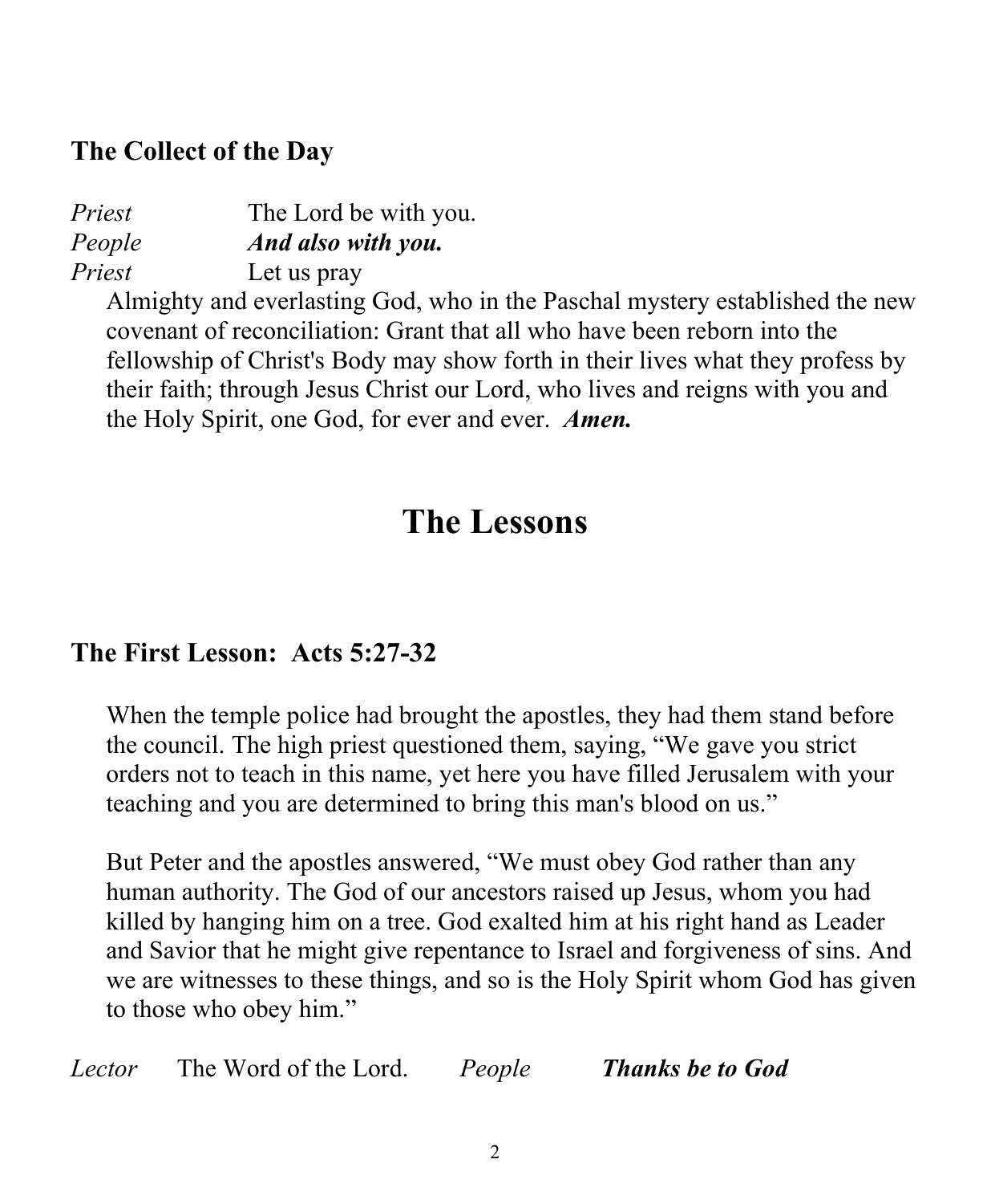### The Collect of the Day

*Priest* The Lord be with you.
*People* ***And also with you.***
*Priest* Let us pray

Almighty and everlasting God, who in the Paschal mystery established the new covenant of reconciliation: Grant that all who have been reborn into the fellowship of Christ's Body may show forth in their lives what they profess by their faith; through Jesus Christ our Lord, who lives and reigns with you and the Holy Spirit, one God, for ever and ever. ***Amen.***

# The Lessons

### The First Lesson: Acts 5:27-32

When the temple police had brought the apostles, they had them stand before the council. The high priest questioned them, saying, "We gave you strict orders not to teach in this name, yet here you have filled Jerusalem with your teaching and you are determined to bring this man's blood on us."

But Peter and the apostles answered, "We must obey God rather than any human authority. The God of our ancestors raised up Jesus, whom you had killed by hanging him on a tree. God exalted him at his right hand as Leader and Savior that he might give repentance to Israel and forgiveness of sins. And we are witnesses to these things, and so is the Holy Spirit whom God has given to those who obey him."

*Lector* The Word of the Lord. *People* ***Thanks be to God***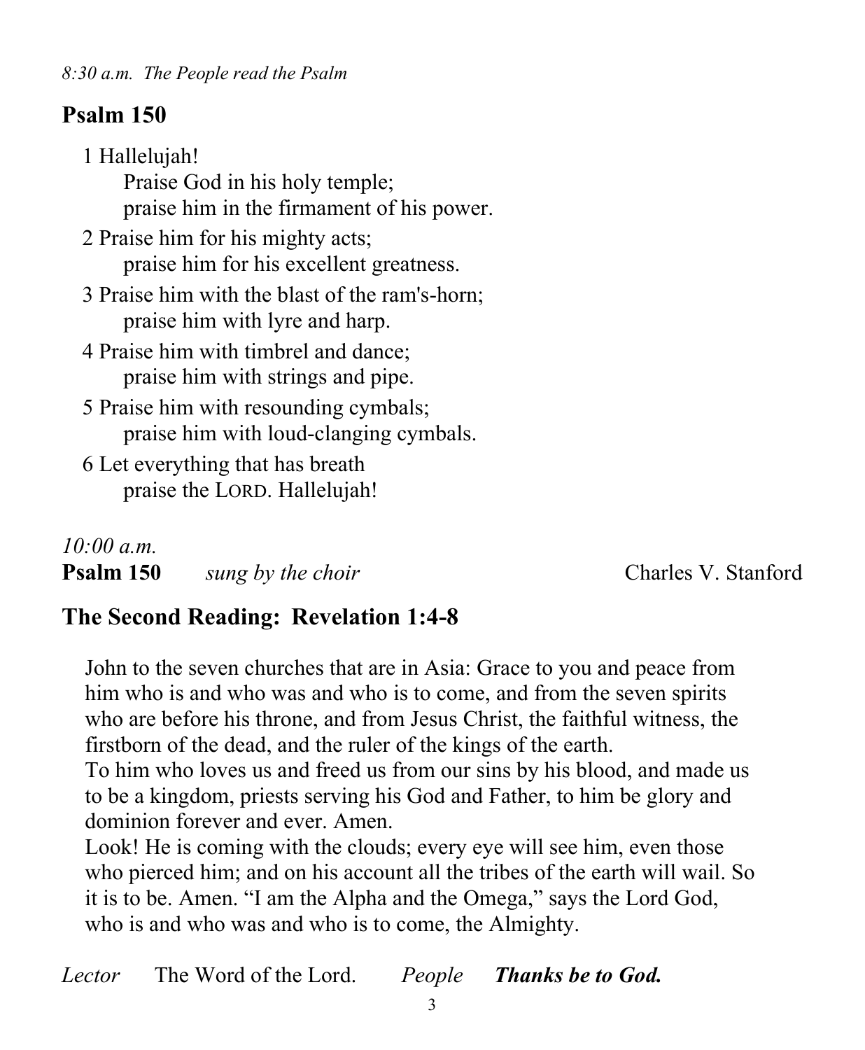*8:30 a.m.  The People read the Psalm*

## Psalm 150

1 Hallelujah!
  Praise God in his holy temple;
  praise him in the firmament of his power.

2 Praise him for his mighty acts;
  praise him for his excellent greatness.

3 Praise him with the blast of the ram's-horn;
  praise him with lyre and harp.

4 Praise him with timbrel and dance;
  praise him with strings and pipe.

5 Praise him with resounding cymbals;
  praise him with loud-clanging cymbals.

6 Let everything that has breath
  praise the LORD. Hallelujah!

*10:00 a.m.*

**Psalm 150** *sung by the choir* Charles V. Stanford

## The Second Reading: Revelation 1:4-8

John to the seven churches that are in Asia: Grace to you and peace from him who is and who was and who is to come, and from the seven spirits who are before his throne, and from Jesus Christ, the faithful witness, the firstborn of the dead, and the ruler of the kings of the earth.
To him who loves us and freed us from our sins by his blood, and made us to be a kingdom, priests serving his God and Father, to him be glory and dominion forever and ever. Amen.
Look! He is coming with the clouds; every eye will see him, even those who pierced him; and on his account all the tribes of the earth will wail. So it is to be. Amen. "I am the Alpha and the Omega," says the Lord God, who is and who was and who is to come, the Almighty.

*Lector* The Word of the Lord. *People* ***Thanks be to God.***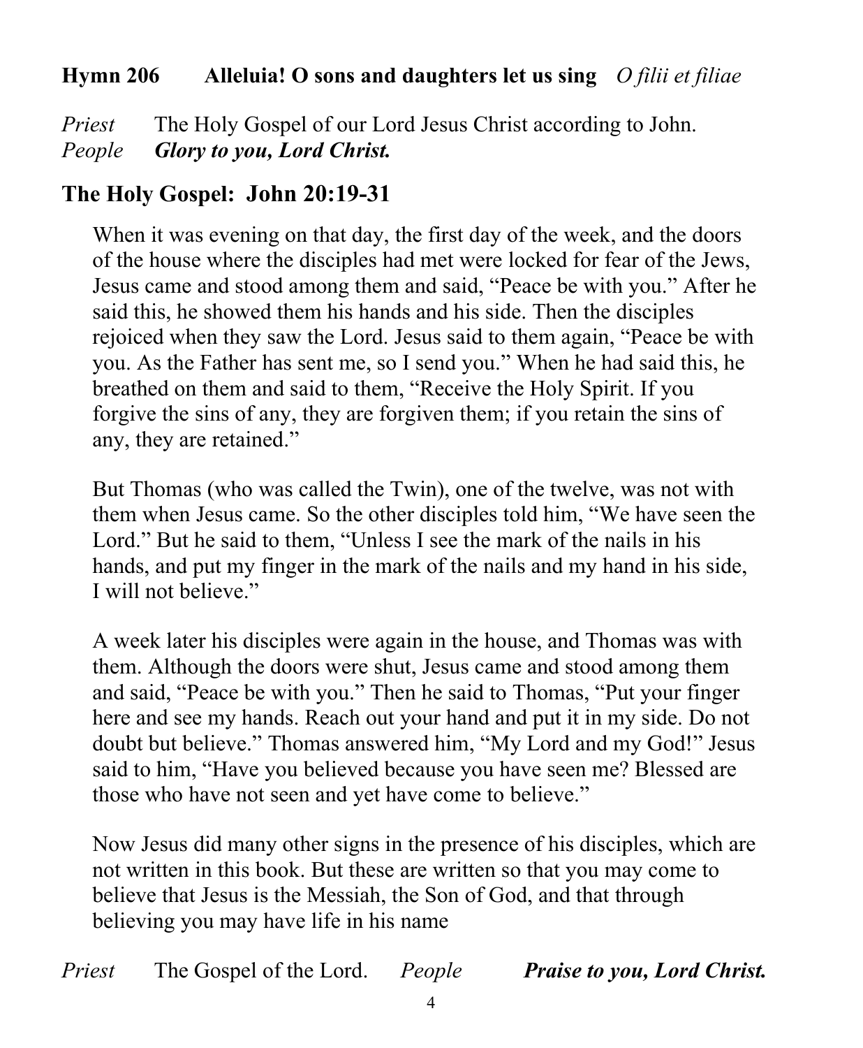**Hymn 206 Alleluia! O sons and daughters let us sing** *O filii et filiae*

*Priest* The Holy Gospel of our Lord Jesus Christ according to John.
*People* ***Glory to you, Lord Christ.***

## The Holy Gospel: John 20:19-31

When it was evening on that day, the first day of the week, and the doors of the house where the disciples had met were locked for fear of the Jews, Jesus came and stood among them and said, "Peace be with you." After he said this, he showed them his hands and his side. Then the disciples rejoiced when they saw the Lord. Jesus said to them again, "Peace be with you. As the Father has sent me, so I send you." When he had said this, he breathed on them and said to them, "Receive the Holy Spirit. If you forgive the sins of any, they are forgiven them; if you retain the sins of any, they are retained."

But Thomas (who was called the Twin), one of the twelve, was not with them when Jesus came. So the other disciples told him, "We have seen the Lord." But he said to them, "Unless I see the mark of the nails in his hands, and put my finger in the mark of the nails and my hand in his side, I will not believe."

A week later his disciples were again in the house, and Thomas was with them. Although the doors were shut, Jesus came and stood among them and said, "Peace be with you." Then he said to Thomas, "Put your finger here and see my hands. Reach out your hand and put it in my side. Do not doubt but believe." Thomas answered him, "My Lord and my God!" Jesus said to him, "Have you believed because you have seen me? Blessed are those who have not seen and yet have come to believe."

Now Jesus did many other signs in the presence of his disciples, which are not written in this book. But these are written so that you may come to believe that Jesus is the Messiah, the Son of God, and that through believing you may have life in his name

*Priest* The Gospel of the Lord. *People* ***Praise to you, Lord Christ.***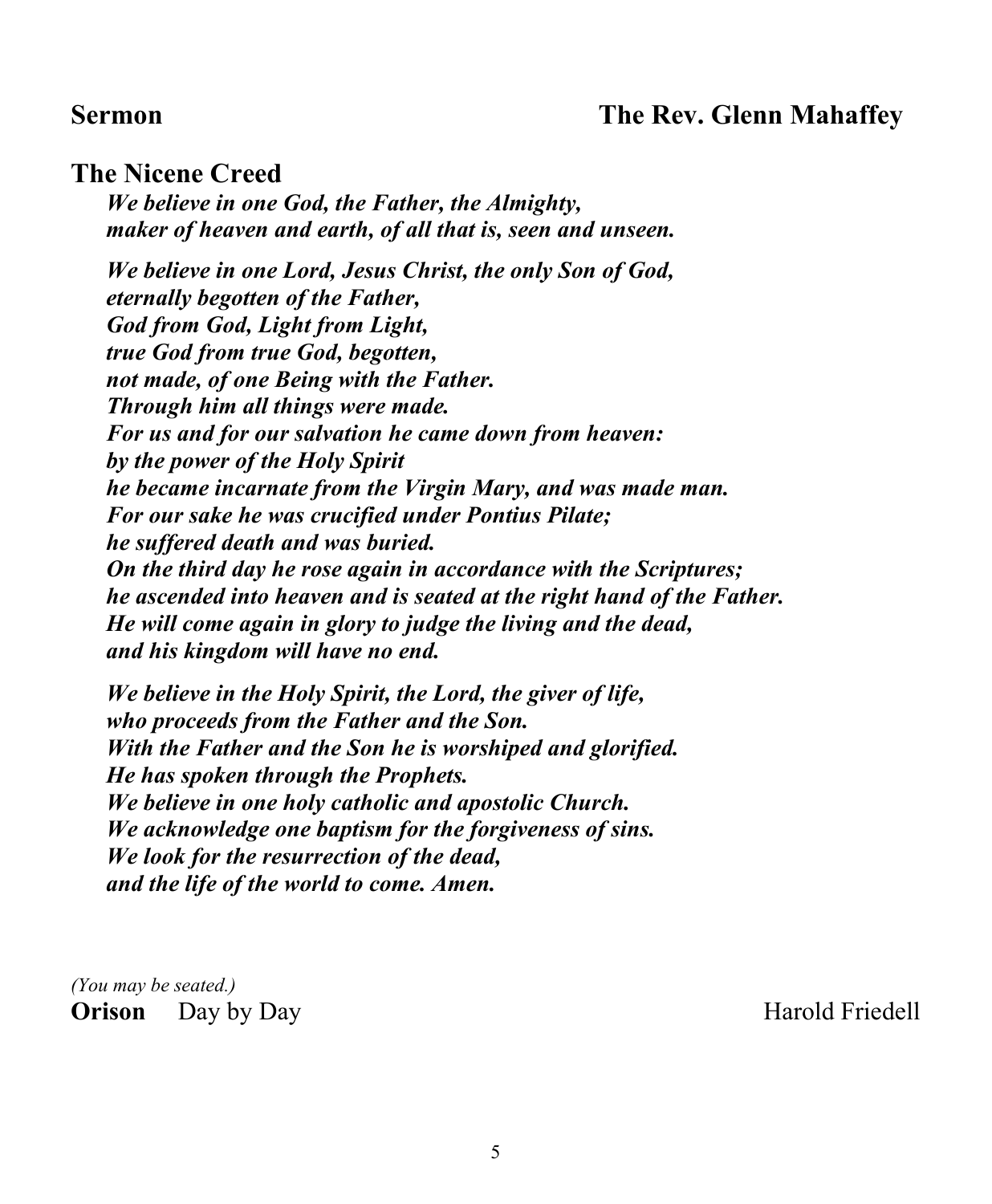**Sermon** **The Rev. Glenn Mahaffey**

## The Nicene Creed

***We believe in one God, the Father, the Almighty,***
***maker of heaven and earth, of all that is, seen and unseen.***

***We believe in one Lord, Jesus Christ, the only Son of God,***
***eternally begotten of the Father,***
***God from God, Light from Light,***
***true God from true God, begotten,***
***not made, of one Being with the Father.***
***Through him all things were made.***
***For us and for our salvation he came down from heaven:***
***by the power of the Holy Spirit***
***he became incarnate from the Virgin Mary, and was made man.***
***For our sake he was crucified under Pontius Pilate;***
***he suffered death and was buried.***
***On the third day he rose again in accordance with the Scriptures;***
***he ascended into heaven and is seated at the right hand of the Father.***
***He will come again in glory to judge the living and the dead,***
***and his kingdom will have no end.***

***We believe in the Holy Spirit, the Lord, the giver of life,***
***who proceeds from the Father and the Son.***
***With the Father and the Son he is worshiped and glorified.***
***He has spoken through the Prophets.***
***We believe in one holy catholic and apostolic Church.***
***We acknowledge one baptism for the forgiveness of sins.***
***We look for the resurrection of the dead,***
***and the life of the world to come. Amen.***

*(You may be seated.)*
**Orison** Day by Day Harold Friedell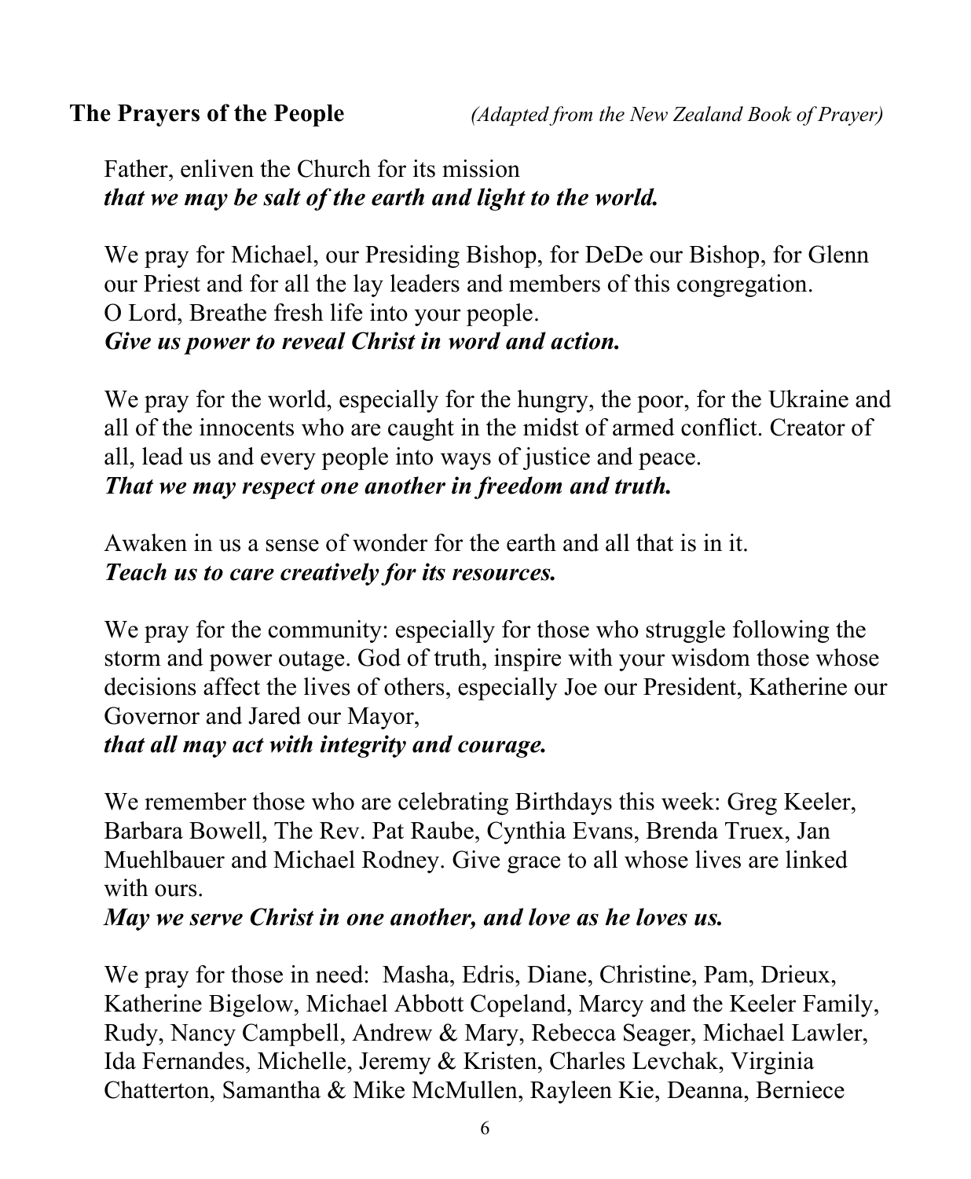**The Prayers of the People** *(Adapted from the New Zealand Book of Prayer)*

Father, enliven the Church for its mission
***that we may be salt of the earth and light to the world.***

We pray for Michael, our Presiding Bishop, for DeDe our Bishop, for Glenn our Priest and for all the lay leaders and members of this congregation.
O Lord, Breathe fresh life into your people.
***Give us power to reveal Christ in word and action.***

We pray for the world, especially for the hungry, the poor, for the Ukraine and all of the innocents who are caught in the midst of armed conflict. Creator of all, lead us and every people into ways of justice and peace.
***That we may respect one another in freedom and truth.***

Awaken in us a sense of wonder for the earth and all that is in it.
***Teach us to care creatively for its resources.***

We pray for the community: especially for those who struggle following the storm and power outage. God of truth, inspire with your wisdom those whose decisions affect the lives of others, especially Joe our President, Katherine our Governor and Jared our Mayor,
***that all may act with integrity and courage.***

We remember those who are celebrating Birthdays this week: Greg Keeler, Barbara Bowell, The Rev. Pat Raube, Cynthia Evans, Brenda Truex, Jan Muehlbauer and Michael Rodney. Give grace to all whose lives are linked with ours.
***May we serve Christ in one another, and love as he loves us.***

We pray for those in need: Masha, Edris, Diane, Christine, Pam, Drieux, Katherine Bigelow, Michael Abbott Copeland, Marcy and the Keeler Family, Rudy, Nancy Campbell, Andrew & Mary, Rebecca Seager, Michael Lawler, Ida Fernandes, Michelle, Jeremy & Kristen, Charles Levchak, Virginia Chatterton, Samantha & Mike McMullen, Rayleen Kie, Deanna, Berniece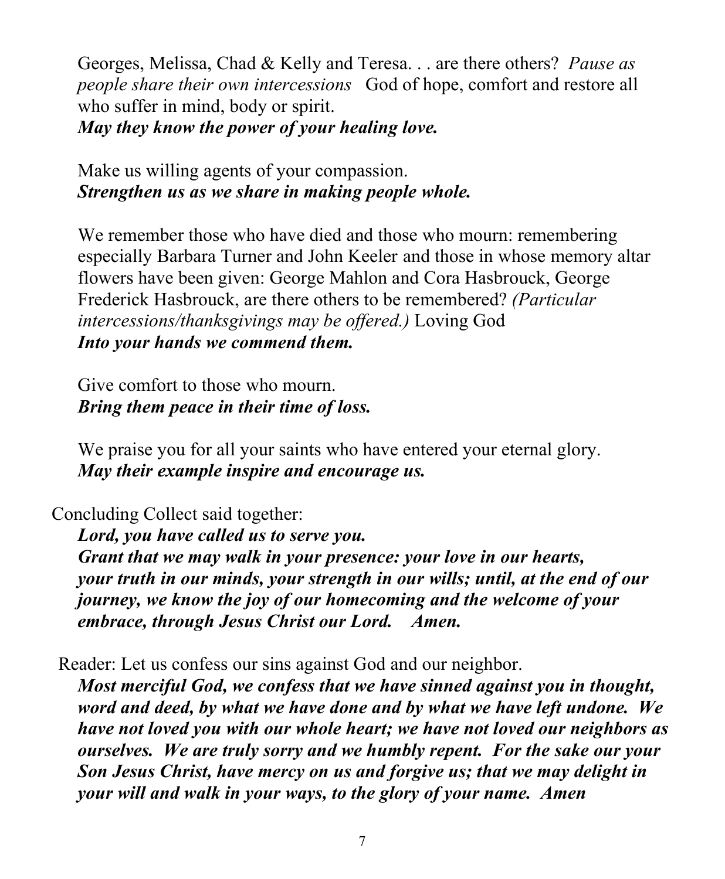Georges, Melissa, Chad & Kelly and Teresa. . . are there others? *Pause as people share their own intercessions* God of hope, comfort and restore all who suffer in mind, body or spirit.
***May they know the power of your healing love.***

Make us willing agents of your compassion.
***Strengthen us as we share in making people whole.***

We remember those who have died and those who mourn: remembering especially Barbara Turner and John Keeler and those in whose memory altar flowers have been given: George Mahlon and Cora Hasbrouck, George Frederick Hasbrouck, are there others to be remembered? *(Particular intercessions/thanksgivings may be offered.)* Loving God
***Into your hands we commend them.***

Give comfort to those who mourn.
***Bring them peace in their time of loss.***

We praise you for all your saints who have entered your eternal glory.
***May their example inspire and encourage us.***

Concluding Collect said together:

***Lord, you have called us to serve you.***
***Grant that we may walk in your presence: your love in our hearts, your truth in our minds, your strength in our wills; until, at the end of our journey, we know the joy of our homecoming and the welcome of your embrace, through Jesus Christ our Lord. Amen.***

Reader: Let us confess our sins against God and our neighbor.

***Most merciful God, we confess that we have sinned against you in thought, word and deed, by what we have done and by what we have left undone. We have not loved you with our whole heart; we have not loved our neighbors as ourselves. We are truly sorry and we humbly repent. For the sake our your Son Jesus Christ, have mercy on us and forgive us; that we may delight in your will and walk in your ways, to the glory of your name. Amen***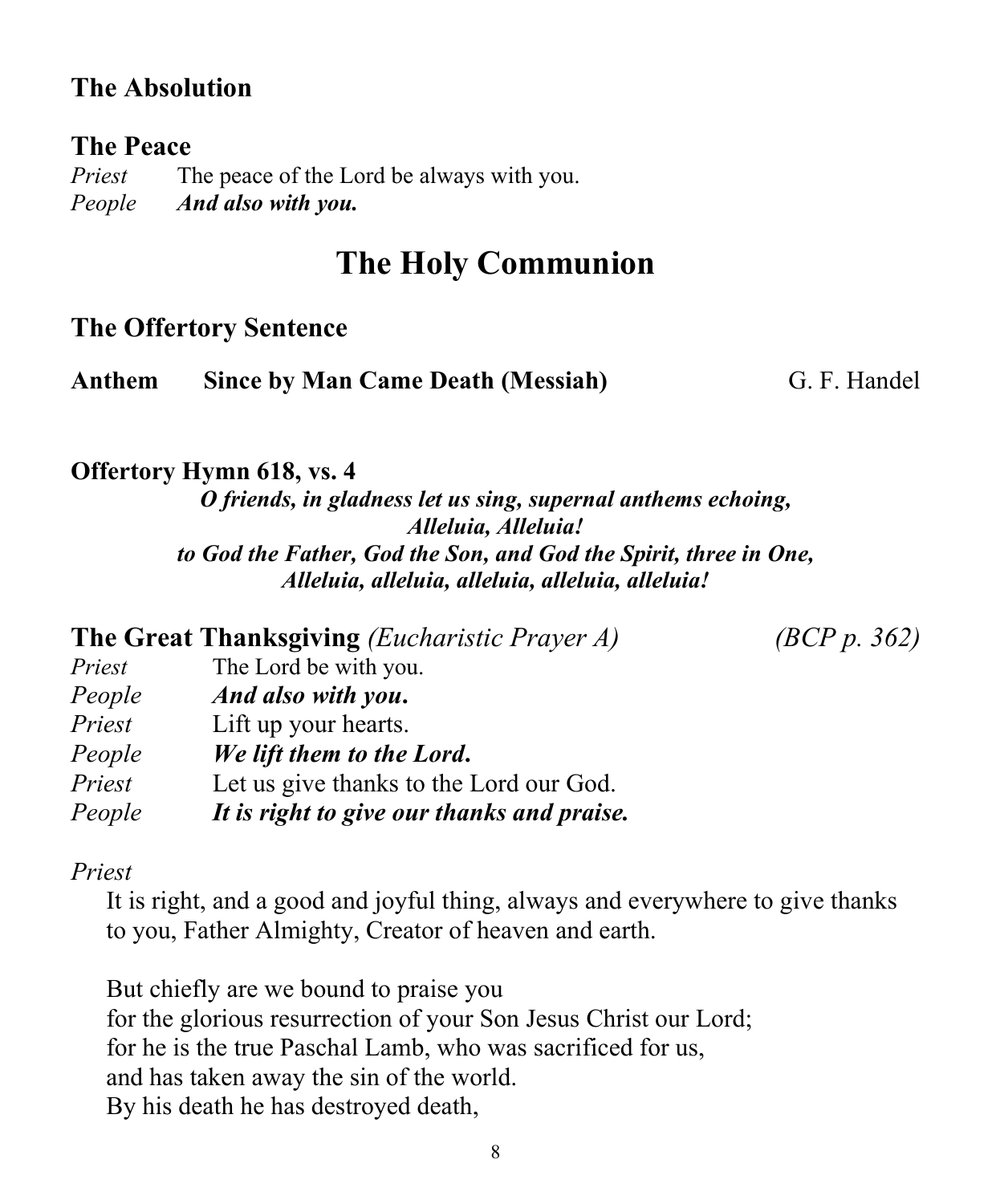### The Absolution

### The Peace

*Priest* The peace of the Lord be always with you.
*People* ***And also with you.***

## The Holy Communion

### The Offertory Sentence

**Anthem Since by Man Came Death (Messiah)** G. F. Handel

**Offertory Hymn 618, vs. 4**

***O friends, in gladness let us sing, supernal anthems echoing,***
***Alleluia, Alleluia!***
***to God the Father, God the Son, and God the Spirit, three in One,***
***Alleluia, alleluia, alleluia, alleluia, alleluia!***

### The Great Thanksgiving *(Eucharistic Prayer A)* *(BCP p. 362)*

*Priest* The Lord be with you.
*People* ***And also with you.***
*Priest* Lift up your hearts.
*People* ***We lift them to the Lord.***
*Priest* Let us give thanks to the Lord our God.
*People* ***It is right to give our thanks and praise.***

*Priest*

It is right, and a good and joyful thing, always and everywhere to give thanks to you, Father Almighty, Creator of heaven and earth.

But chiefly are we bound to praise you
for the glorious resurrection of your Son Jesus Christ our Lord;
for he is the true Paschal Lamb, who was sacrificed for us,
and has taken away the sin of the world.
By his death he has destroyed death,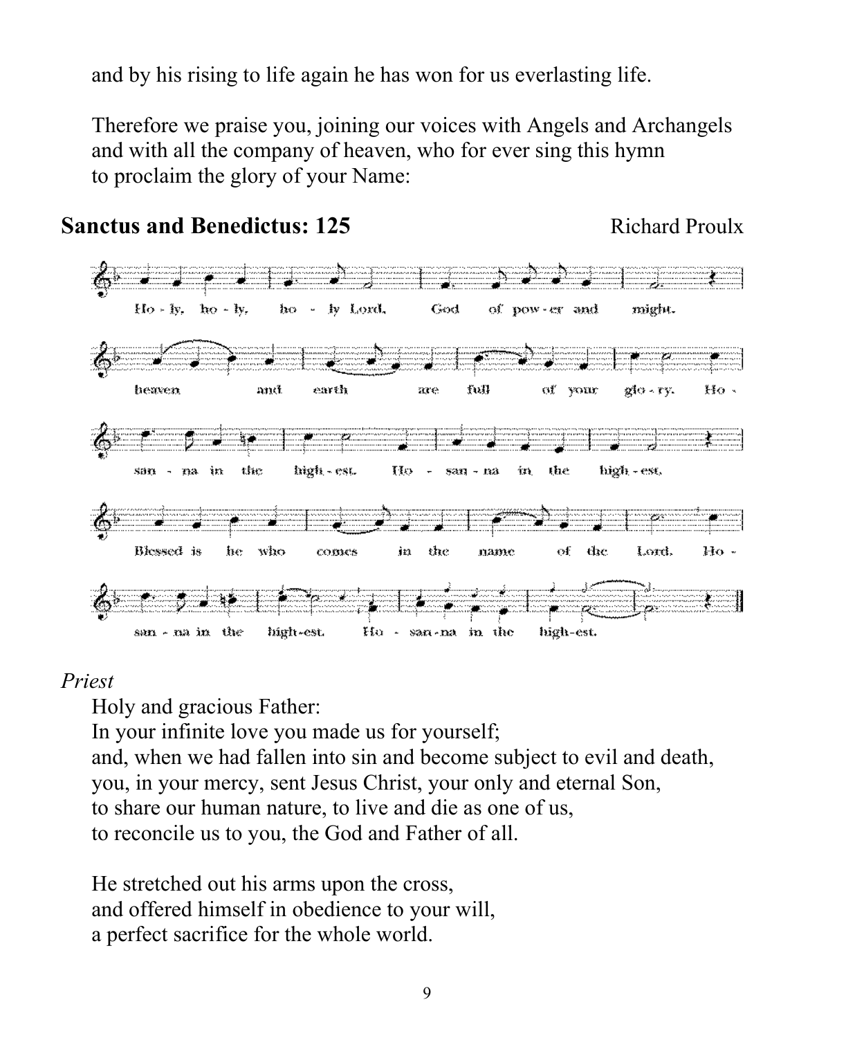and by his rising to life again he has won for us everlasting life.

Therefore we praise you, joining our voices with Angels and Archangels and with all the company of heaven, who for ever sing this hymn to proclaim the glory of your Name:

**Sanctus and Benedictus: 125** Richard Proulx

Ho - ly, ho - ly, ho - ly Lord, God of pow - er and might. heaven and earth are full of your glo - ry. Ho - san - na in the high - est. Ho - san - na in the high - est. Blessed is he who comes in the name of the Lord. Ho - san - na in the high-est. Ho - san-na in the high-est.

*Priest*

Holy and gracious Father:
In your infinite love you made us for yourself;
and, when we had fallen into sin and become subject to evil and death,
you, in your mercy, sent Jesus Christ, your only and eternal Son,
to share our human nature, to live and die as one of us,
to reconcile us to you, the God and Father of all.

He stretched out his arms upon the cross,
and offered himself in obedience to your will,
a perfect sacrifice for the whole world.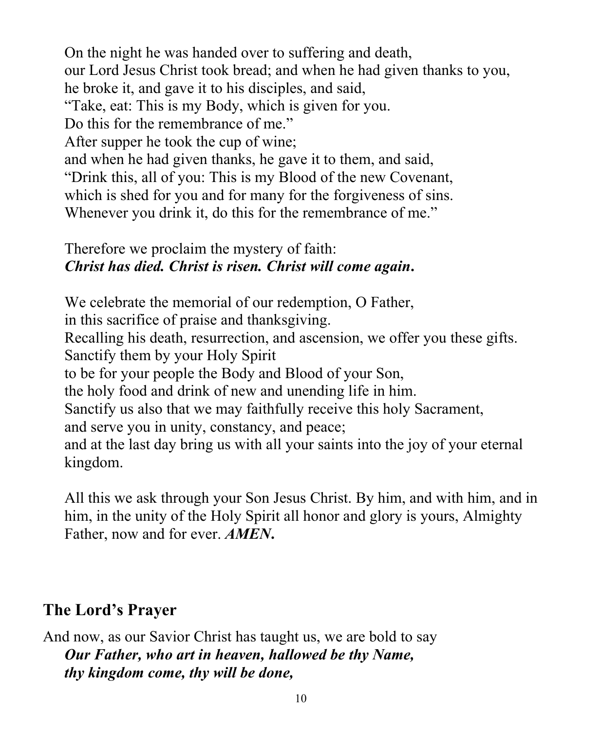On the night he was handed over to suffering and death,
our Lord Jesus Christ took bread; and when he had given thanks to you,
he broke it, and gave it to his disciples, and said,
"Take, eat: This is my Body, which is given for you.
Do this for the remembrance of me."
After supper he took the cup of wine;
and when he had given thanks, he gave it to them, and said,
"Drink this, all of you: This is my Blood of the new Covenant,
which is shed for you and for many for the forgiveness of sins.
Whenever you drink it, do this for the remembrance of me."

Therefore we proclaim the mystery of faith:
***Christ has died. Christ is risen. Christ will come again.***

We celebrate the memorial of our redemption, O Father,
in this sacrifice of praise and thanksgiving.
Recalling his death, resurrection, and ascension, we offer you these gifts.
Sanctify them by your Holy Spirit
to be for your people the Body and Blood of your Son,
the holy food and drink of new and unending life in him.
Sanctify us also that we may faithfully receive this holy Sacrament,
and serve you in unity, constancy, and peace;
and at the last day bring us with all your saints into the joy of your eternal kingdom.

All this we ask through your Son Jesus Christ. By him, and with him, and in him, in the unity of the Holy Spirit all honor and glory is yours, Almighty Father, now and for ever. ***AMEN.***

## The Lord's Prayer

And now, as our Savior Christ has taught us, we are bold to say
***Our Father, who art in heaven, hallowed be thy Name,***
***thy kingdom come, thy will be done,***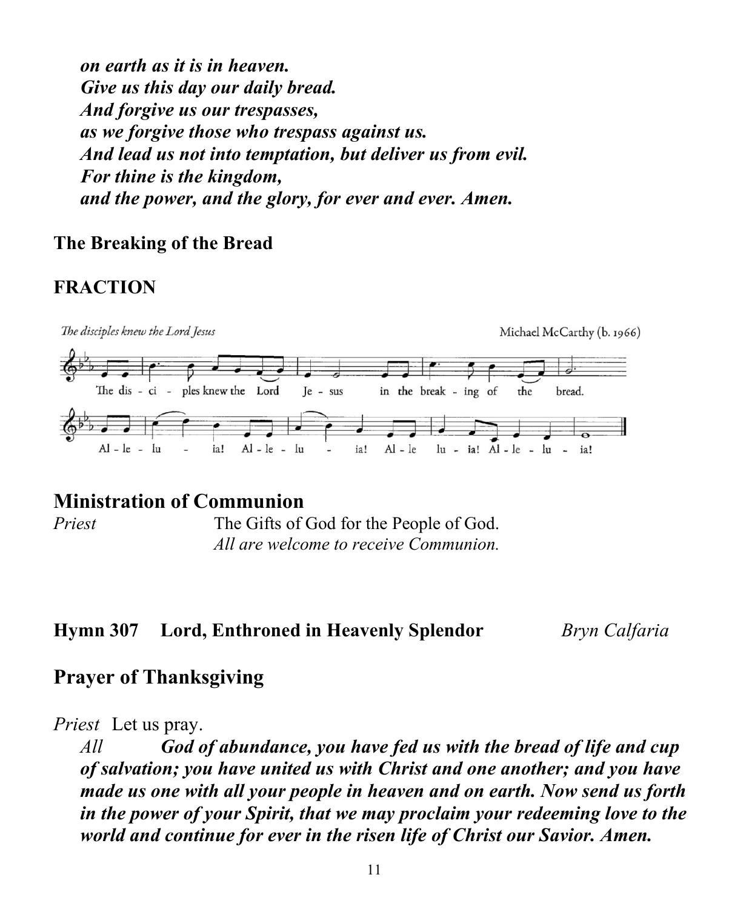***on earth as it is in heaven.***
***Give us this day our daily bread.***
***And forgive us our trespasses,***
***as we forgive those who trespass against us.***
***And lead us not into temptation, but deliver us from evil.***
***For thine is the kingdom,***
***and the power, and the glory, for ever and ever. Amen.***

**The Breaking of the Bread**

**FRACTION**

*The disciples knew the Lord Jesus* Michael McCarthy (b. 1966)

The dis - ci - ples knew the Lord Je - sus in the break - ing of the bread.

Al - le - lu - ia! Al - le - lu - ia! Al - le lu - ia! Al - le - lu - ia!

## Ministration of Communion

*Priest* The Gifts of God for the People of God.
*All are welcome to receive Communion.*

**Hymn 307 Lord, Enthroned in Heavenly Splendor** *Bryn Calfaria*

## Prayer of Thanksgiving

*Priest* Let us pray.

*All* ***God of abundance, you have fed us with the bread of life and cup of salvation; you have united us with Christ and one another; and you have made us one with all your people in heaven and on earth. Now send us forth in the power of your Spirit, that we may proclaim your redeeming love to the world and continue for ever in the risen life of Christ our Savior. Amen.***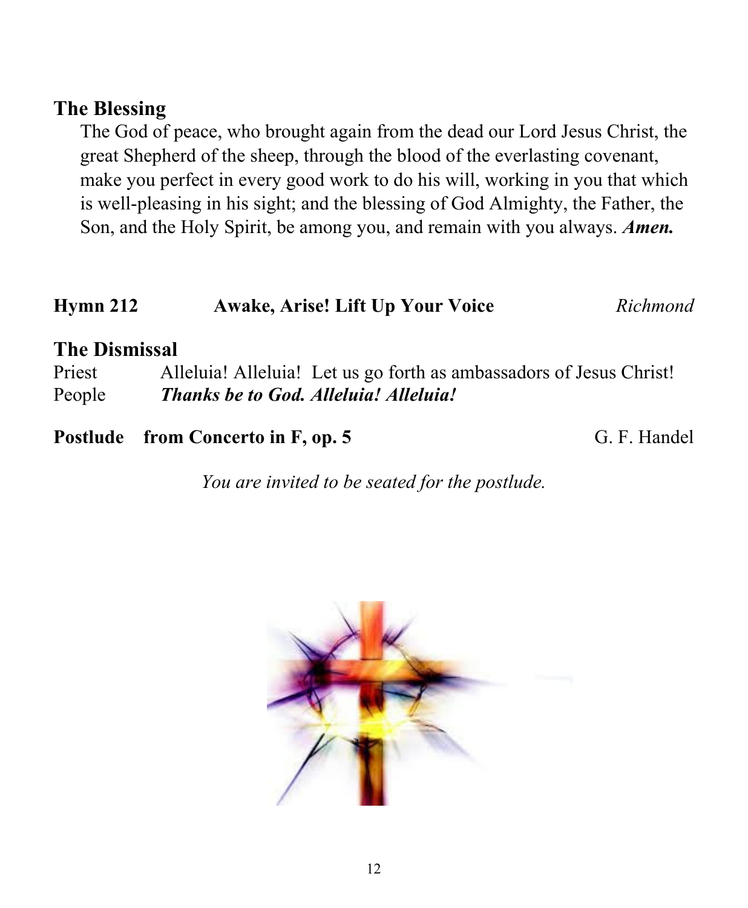## The Blessing

The God of peace, who brought again from the dead our Lord Jesus Christ, the great Shepherd of the sheep, through the blood of the everlasting covenant, make you perfect in every good work to do his will, working in you that which is well-pleasing in his sight; and the blessing of God Almighty, the Father, the Son, and the Holy Spirit, be among you, and remain with you always. ***Amen.***

**Hymn 212** **Awake, Arise! Lift Up Your Voice** *Richmond*

## The Dismissal

Priest Alleluia! Alleluia! Let us go forth as ambassadors of Jesus Christ!
People ***Thanks be to God. Alleluia! Alleluia!***

**Postlude from Concerto in F, op. 5** G. F. Handel

*You are invited to be seated for the postlude.*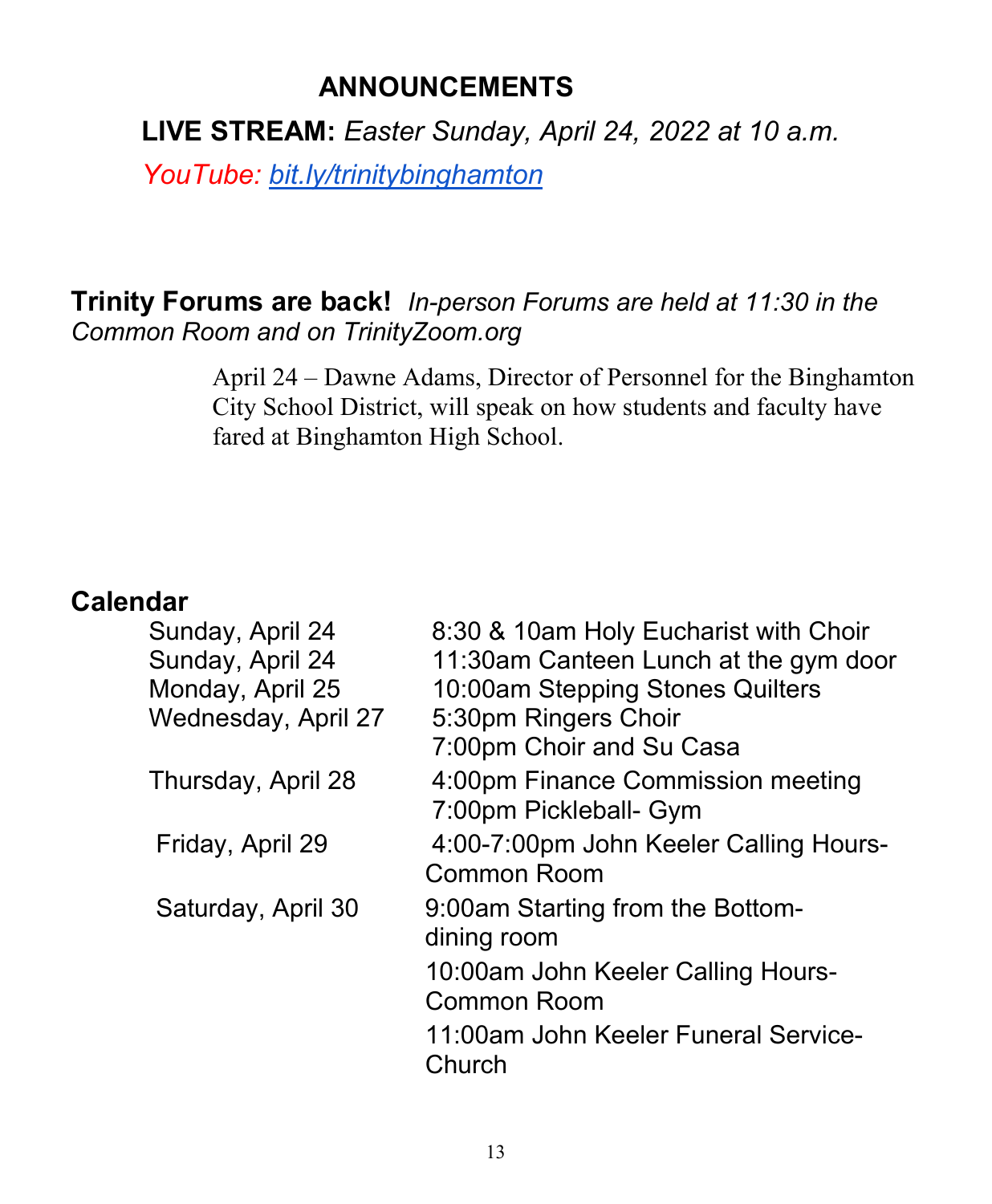# ANNOUNCEMENTS

**LIVE STREAM:** *Easter Sunday, April 24, 2022 at 10 a.m.*

*YouTube: bit.ly/trinitybinghamton*

**Trinity Forums are back!** *In-person Forums are held at 11:30 in the Common Room and on TrinityZoom.org*

April 24 – Dawne Adams, Director of Personnel for the Binghamton City School District, will speak on how students and faculty have fared at Binghamton High School.

## Calendar

| | |
|---|---|
| Sunday, April 24 | 8:30 & 10am Holy Eucharist with Choir |
| Sunday, April 24 | 11:30am Canteen Lunch at the gym door |
| Monday, April 25 | 10:00am Stepping Stones Quilters |
| Wednesday, April 27 | 5:30pm Ringers Choir |
| | 7:00pm Choir and Su Casa |
| Thursday, April 28 | 4:00pm Finance Commission meeting |
| | 7:00pm Pickleball- Gym |
| Friday, April 29 | 4:00-7:00pm John Keeler Calling Hours- Common Room |
| Saturday, April 30 | 9:00am Starting from the Bottom- dining room |
| | 10:00am John Keeler Calling Hours- Common Room |
| | 11:00am John Keeler Funeral Service- Church |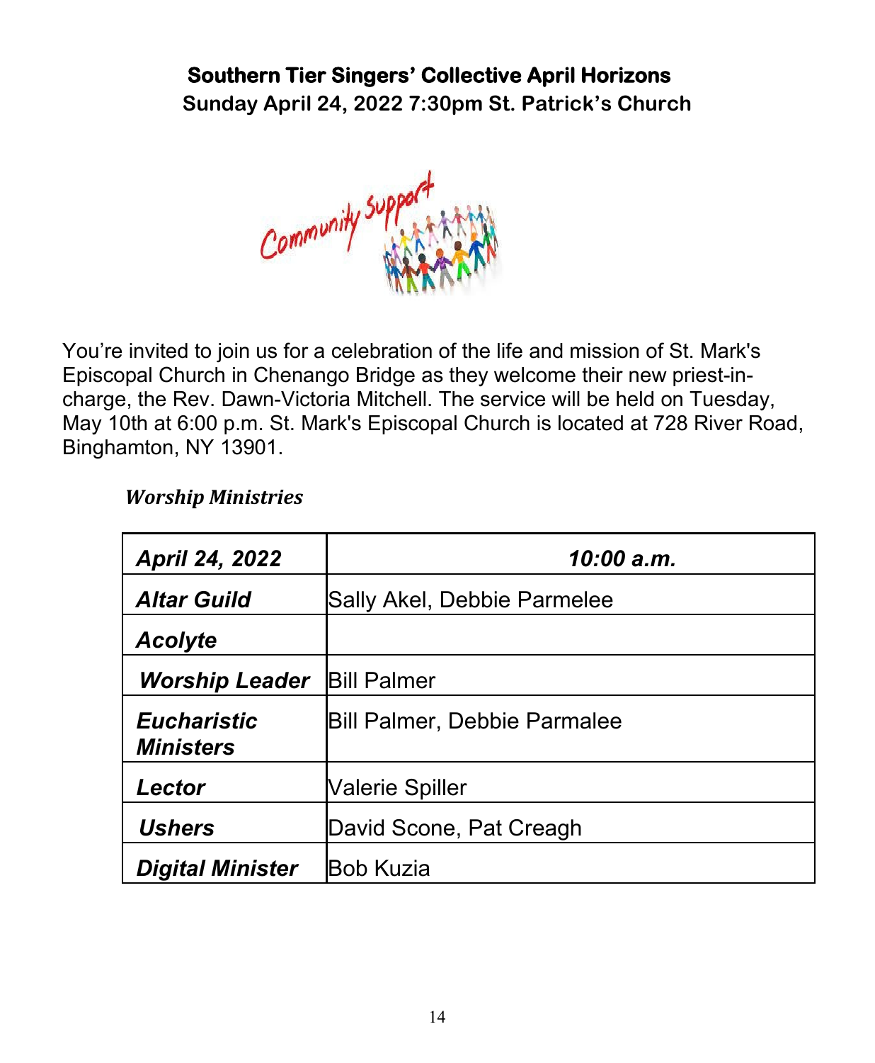**Southern Tier Singers' Collective April Horizons**
**Sunday April 24, 2022 7:30pm St. Patrick's Church**

You're invited to join us for a celebration of the life and mission of St. Mark's Episcopal Church in Chenango Bridge as they welcome their new priest-in-charge, the Rev. Dawn-Victoria Mitchell. The service will be held on Tuesday, May 10th at 6:00 p.m. St. Mark's Episcopal Church is located at 728 River Road, Binghamton, NY 13901.

***Worship Ministries***

| ***April 24, 2022*** | ***10:00 a.m.*** |
|---|---|
| ***Altar Guild*** | Sally Akel, Debbie Parmelee |
| ***Acolyte*** | |
| ***Worship Leader*** | Bill Palmer |
| ***Eucharistic Ministers*** | Bill Palmer, Debbie Parmalee |
| ***Lector*** | Valerie Spiller |
| ***Ushers*** | David Scone, Pat Creagh |
| ***Digital Minister*** | Bob Kuzia |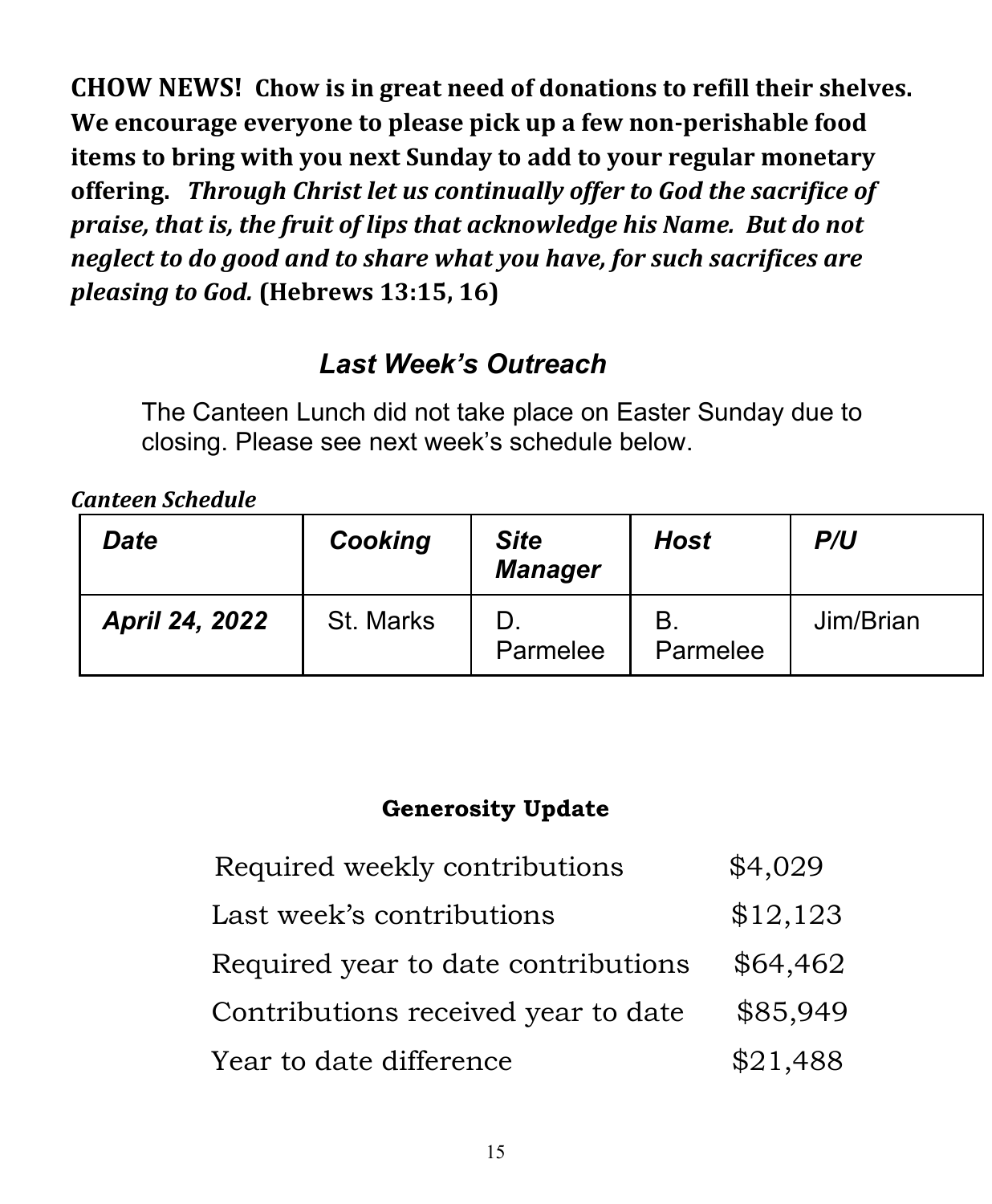**CHOW NEWS! Chow is in great need of donations to refill their shelves. We encourage everyone to please pick up a few non-perishable food items to bring with you next Sunday to add to your regular monetary offering.** ***Through Christ let us continually offer to God the sacrifice of praise, that is, the fruit of lips that acknowledge his Name. But do not neglect to do good and to share what you have, for such sacrifices are pleasing to God.*** **(Hebrews 13:15, 16)**

## *Last Week's Outreach*

The Canteen Lunch did not take place on Easter Sunday due to closing. Please see next week's schedule below.

***Canteen Schedule***

| *Date* | *Cooking* | *Site Manager* | *Host* | *P/U* |
|---|---|---|---|---|
| ***April 24, 2022*** | St. Marks | D. Parmelee | B. Parmelee | Jim/Brian |

### Generosity Update

| | |
|---|---|
| Required weekly contributions | $4,029 |
| Last week's contributions | $12,123 |
| Required year to date contributions | $64,462 |
| Contributions received year to date | $85,949 |
| Year to date difference | $21,488 |